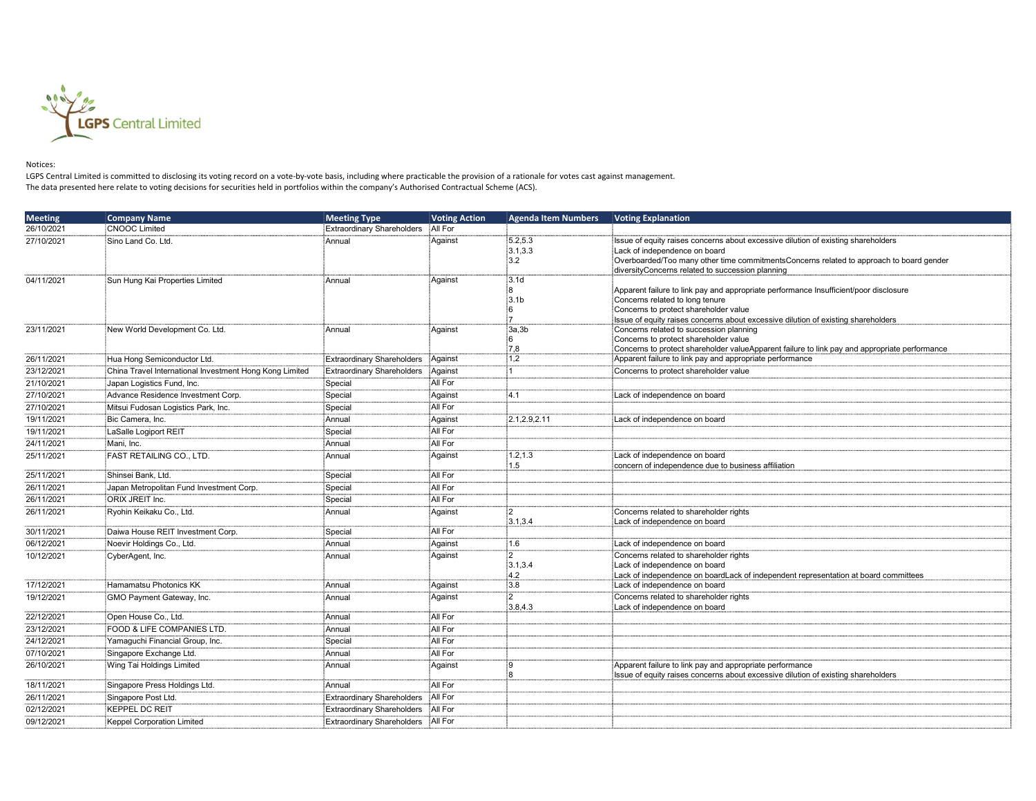LGPS Central Limited

Notices:
LGPS Central Limited is committed to disclosing its voting record on a vote-by-vote basis, including where practicable the provision of a rationale for votes cast against management.
The data presented here relate to voting decisions for securities held in portfolios within the company's Authorised Contractual Scheme (ACS).

| Meeting | Company Name | Meeting Type | Voting Action | Agenda Item Numbers | Voting Explanation |
|---|---|---|---|---|---|
| 26/10/2021 | CNOOC Limited | Extraordinary Shareholders | All For | | |
| 27/10/2021 | Sino Land Co. Ltd. | Annual | Against | 5.2,5.3<br>3.1,3.3<br>3.2 | Issue of equity raises concerns about excessive dilution of existing shareholders<br>Lack of independence on board<br>Overboarded/Too many other time commitmentsConcerns related to approach to board gender diversityConcerns related to succession planning |
| 04/11/2021 | Sun Hung Kai Properties Limited | Annual | Against | 3.1d<br>8<br>3.1b<br>6<br>7 | Apparent failure to link pay and appropriate performance Insufficient/poor disclosure<br>Concerns related to long tenure<br>Concerns to protect shareholder value<br>Issue of equity raises concerns about excessive dilution of existing shareholders |
| 23/11/2021 | New World Development Co. Ltd. | Annual | Against | 3a,3b<br>6<br>7,8 | Concerns related to succession planning<br>Concerns to protect shareholder value<br>Concerns to protect shareholder valueApparent failure to link pay and appropriate performance |
| 26/11/2021 | Hua Hong Semiconductor Ltd. | Extraordinary Shareholders | Against | 1,2 | Apparent failure to link pay and appropriate performance |
| 23/12/2021 | China Travel International Investment Hong Kong Limited | Extraordinary Shareholders | Against | 1 | Concerns to protect shareholder value |
| 21/10/2021 | Japan Logistics Fund, Inc. | Special | All For | | |
| 27/10/2021 | Advance Residence Investment Corp. | Special | Against | 4.1 | Lack of independence on board |
| 27/10/2021 | Mitsui Fudosan Logistics Park, Inc. | Special | All For | | |
| 19/11/2021 | Bic Camera, Inc. | Annual | Against | 2.1,2.9,2.11 | Lack of independence on board |
| 19/11/2021 | LaSalle Logiport REIT | Special | All For | | |
| 24/11/2021 | Mani, Inc. | Annual | All For | | |
| 25/11/2021 | FAST RETAILING CO., LTD. | Annual | Against | 1.2,1.3<br>1.5 | Lack of independence on board<br>concern of independence due to business affiliation |
| 25/11/2021 | Shinsei Bank, Ltd. | Special | All For | | |
| 26/11/2021 | Japan Metropolitan Fund Investment Corp. | Special | All For | | |
| 26/11/2021 | ORIX JREIT Inc. | Special | All For | | |
| 26/11/2021 | Ryohin Keikaku Co., Ltd. | Annual | Against | 2<br>3.1,3.4 | Concerns related to shareholder rights<br>Lack of independence on board |
| 30/11/2021 | Daiwa House REIT Investment Corp. | Special | All For | | |
| 06/12/2021 | Noevir Holdings Co., Ltd. | Annual | Against | 1.6 | Lack of independence on board |
| 10/12/2021 | CyberAgent, Inc. | Annual | Against | 2<br>3.1,3.4<br>4.2 | Concerns related to shareholder rights<br>Lack of independence on board<br>Lack of independence on boardLack of independent representation at board committees |
| 17/12/2021 | Hamamatsu Photonics KK | Annual | Against | 3.8 | Lack of independence on board |
| 19/12/2021 | GMO Payment Gateway, Inc. | Annual | Against | 2<br>3.8,4.3 | Concerns related to shareholder rights<br>Lack of independence on board |
| 22/12/2021 | Open House Co., Ltd. | Annual | All For | | |
| 23/12/2021 | FOOD & LIFE COMPANIES LTD. | Annual | All For | | |
| 24/12/2021 | Yamaguchi Financial Group, Inc. | Special | All For | | |
| 07/10/2021 | Singapore Exchange Ltd. | Annual | All For | | |
| 26/10/2021 | Wing Tai Holdings Limited | Annual | Against | 9<br>8 | Apparent failure to link pay and appropriate performance<br>Issue of equity raises concerns about excessive dilution of existing shareholders |
| 18/11/2021 | Singapore Press Holdings Ltd. | Annual | All For | | |
| 26/11/2021 | Singapore Post Ltd. | Extraordinary Shareholders | All For | | |
| 02/12/2021 | KEPPEL DC REIT | Extraordinary Shareholders | All For | | |
| 09/12/2021 | Keppel Corporation Limited | Extraordinary Shareholders | All For | | |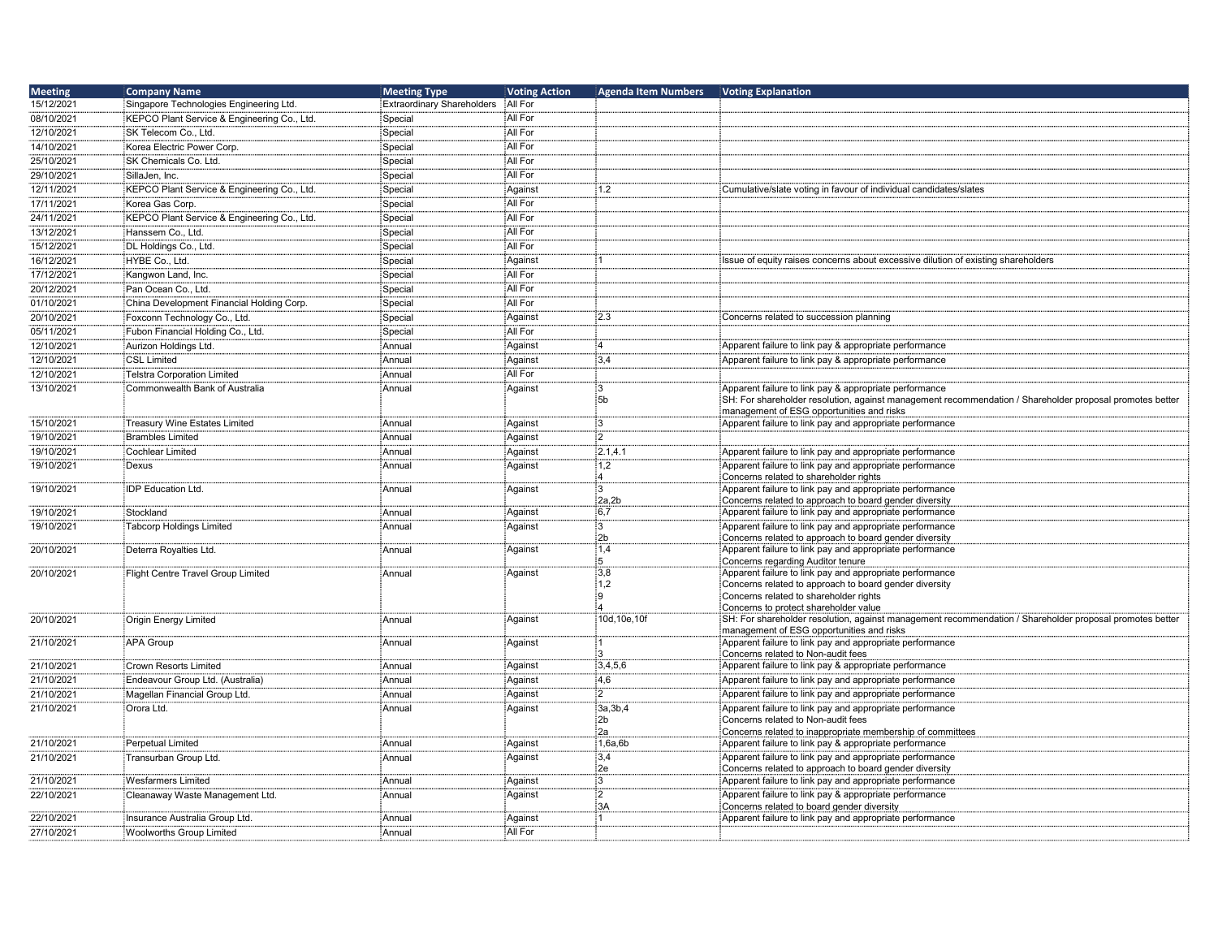| Meeting | Company Name | Meeting Type | Voting Action | Agenda Item Numbers | Voting Explanation |
|---|---|---|---|---|---|
| 15/12/2021 | Singapore Technologies Engineering Ltd. | Extraordinary Shareholders | All For | | |
| 08/10/2021 | KEPCO Plant Service & Engineering Co., Ltd. | Special | All For | | |
| 12/10/2021 | SK Telecom Co., Ltd. | Special | All For | | |
| 14/10/2021 | Korea Electric Power Corp. | Special | All For | | |
| 25/10/2021 | SK Chemicals Co. Ltd. | Special | All For | | |
| 29/10/2021 | SillaJen, Inc. | Special | All For | | |
| 12/11/2021 | KEPCO Plant Service & Engineering Co., Ltd. | Special | Against | 1.2 | Cumulative/slate voting in favour of individual candidates/slates |
| 17/11/2021 | Korea Gas Corp. | Special | All For | | |
| 24/11/2021 | KEPCO Plant Service & Engineering Co., Ltd. | Special | All For | | |
| 13/12/2021 | Hanssem Co., Ltd. | Special | All For | | |
| 15/12/2021 | DL Holdings Co., Ltd. | Special | All For | | |
| 16/12/2021 | HYBE Co., Ltd. | Special | Against | 1 | Issue of equity raises concerns about excessive dilution of existing shareholders |
| 17/12/2021 | Kangwon Land, Inc. | Special | All For | | |
| 20/12/2021 | Pan Ocean Co., Ltd. | Special | All For | | |
| 01/10/2021 | China Development Financial Holding Corp. | Special | All For | | |
| 20/10/2021 | Foxconn Technology Co., Ltd. | Special | Against | 2.3 | Concerns related to succession planning |
| 05/11/2021 | Fubon Financial Holding Co., Ltd. | Special | All For | | |
| 12/10/2021 | Aurizon Holdings Ltd. | Annual | Against | 4 | Apparent failure to link pay & appropriate performance |
| 12/10/2021 | CSL Limited | Annual | Against | 3,4 | Apparent failure to link pay & appropriate performance |
| 12/10/2021 | Telstra Corporation Limited | Annual | All For | | |
| 13/10/2021 | Commonwealth Bank of Australia | Annual | Against | 3<br>5b | Apparent failure to link pay & appropriate performance<br>SH: For shareholder resolution, against management recommendation / Shareholder proposal promotes better management of ESG opportunities and risks |
| 15/10/2021 | Treasury Wine Estates Limited | Annual | Against | 3 | Apparent failure to link pay and appropriate performance |
| 19/10/2021 | Brambles Limited | Annual | Against | 2 | |
| 19/10/2021 | Cochlear Limited | Annual | Against | 2.1,4.1 | Apparent failure to link pay and appropriate performance |
| 19/10/2021 | Dexus | Annual | Against | 1,2<br>4 | Apparent failure to link pay and appropriate performance<br>Concerns related to shareholder rights |
| 19/10/2021 | IDP Education Ltd. | Annual | Against | 3<br>2a,2b | Apparent failure to link pay and appropriate performance<br>Concerns related to approach to board gender diversity |
| 19/10/2021 | Stockland | Annual | Against | 6,7 | Apparent failure to link pay and appropriate performance |
| 19/10/2021 | Tabcorp Holdings Limited | Annual | Against | 3<br>2b | Apparent failure to link pay and appropriate performance<br>Concerns related to approach to board gender diversity |
| 20/10/2021 | Deterra Royalties Ltd. | Annual | Against | 1,4<br>5 | Apparent failure to link pay and appropriate performance<br>Concerns regarding Auditor tenure |
| 20/10/2021 | Flight Centre Travel Group Limited | Annual | Against | 3,8<br>1,2<br>9<br>4 | Apparent failure to link pay and appropriate performance<br>Concerns related to approach to board gender diversity<br>Concerns related to shareholder rights<br>Concerns to protect shareholder value |
| 20/10/2021 | Origin Energy Limited | Annual | Against | 10d,10e,10f | SH: For shareholder resolution, against management recommendation / Shareholder proposal promotes better management of ESG opportunities and risks |
| 21/10/2021 | APA Group | Annual | Against | 1<br>3 | Apparent failure to link pay and appropriate performance<br>Concerns related to Non-audit fees |
| 21/10/2021 | Crown Resorts Limited | Annual | Against | 3,4,5,6 | Apparent failure to link pay & appropriate performance |
| 21/10/2021 | Endeavour Group Ltd. (Australia) | Annual | Against | 4,6 | Apparent failure to link pay and appropriate performance |
| 21/10/2021 | Magellan Financial Group Ltd. | Annual | Against | 2 | Apparent failure to link pay and appropriate performance |
| 21/10/2021 | Orora Ltd. | Annual | Against | 3a,3b,4<br>2b<br>2a | Apparent failure to link pay and appropriate performance<br>Concerns related to Non-audit fees<br>Concerns related to inappropriate membership of committees |
| 21/10/2021 | Perpetual Limited | Annual | Against | 1,6a,6b | Apparent failure to link pay & appropriate performance |
| 21/10/2021 | Transurban Group Ltd. | Annual | Against | 3,4<br>2e | Apparent failure to link pay and appropriate performance<br>Concerns related to approach to board gender diversity |
| 21/10/2021 | Wesfarmers Limited | Annual | Against | 3 | Apparent failure to link pay and appropriate performance |
| 22/10/2021 | Cleanaway Waste Management Ltd. | Annual | Against | 2<br>3A | Apparent failure to link pay & appropriate performance<br>Concerns related to board gender diversity |
| 22/10/2021 | Insurance Australia Group Ltd. | Annual | Against | 1 | Apparent failure to link pay and appropriate performance |
| 27/10/2021 | Woolworths Group Limited | Annual | All For | | |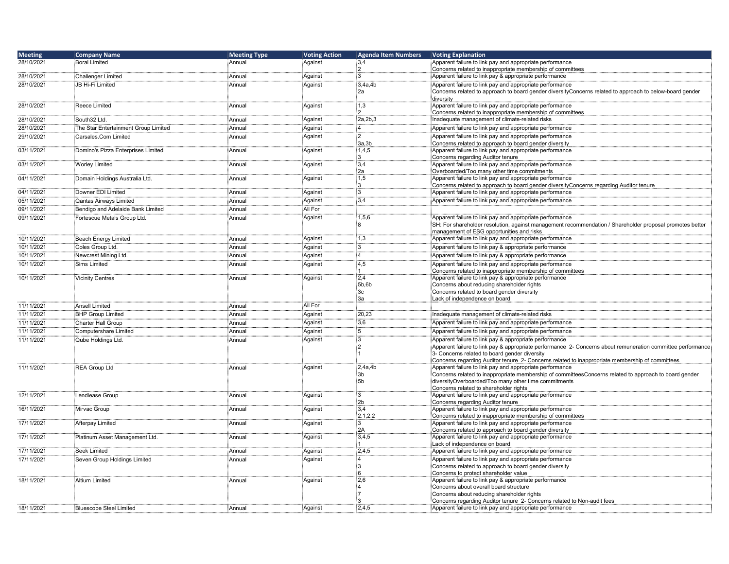| Meeting | Company Name | Meeting Type | Voting Action | Agenda Item Numbers | Voting Explanation |
|---|---|---|---|---|---|
| 28/10/2021 | Boral Limited | Annual | Against | 3,4<br>2 | Apparent failure to link pay and appropriate performance<br>Concerns related to inappropriate membership of committees |
| 28/10/2021 | Challenger Limited | Annual | Against | 3 | Apparent failure to link pay & appropriate performance |
| 28/10/2021 | JB Hi-Fi Limited | Annual | Against | 3,4a,4b<br>2a | Apparent failure to link pay and appropriate performance<br>Concerns related to approach to board gender diversityConcerns related to approach to below-board gender diversity |
| 28/10/2021 | Reece Limited | Annual | Against | 1,3<br>2 | Apparent failure to link pay and appropriate performance<br>Concerns related to inappropriate membership of committees |
| 28/10/2021 | South32 Ltd. | Annual | Against | 2a,2b,3 | Inadequate management of climate-related risks |
| 28/10/2021 | The Star Entertainment Group Limited | Annual | Against | 4 | Apparent failure to link pay and appropriate performance |
| 29/10/2021 | Carsales.Com Limited | Annual | Against | 2<br>3a,3b | Apparent failure to link pay and appropriate performance<br>Concerns related to approach to board gender diversity |
| 03/11/2021 | Domino's Pizza Enterprises Limited | Annual | Against | 1,4,5<br>3 | Apparent failure to link pay and appropriate performance<br>Concerns regarding Auditor tenure |
| 03/11/2021 | Worley Limited | Annual | Against | 3,4<br>2a | Apparent failure to link pay and appropriate performance<br>Overboarded/Too many other time commitments |
| 04/11/2021 | Domain Holdings Australia Ltd. | Annual | Against | 1,5<br>3 | Apparent failure to link pay and appropriate performance<br>Concerns related to approach to board gender diversityConcerns regarding Auditor tenure |
| 04/11/2021 | Downer EDI Limited | Annual | Against | 3 | Apparent failure to link pay and appropriate performance |
| 05/11/2021 | Qantas Airways Limited | Annual | Against | 3,4 | Apparent failure to link pay and appropriate performance |
| 09/11/2021 | Bendigo and Adelaide Bank Limited | Annual | All For | | |
| 09/11/2021 | Fortescue Metals Group Ltd. | Annual | Against | 1,5,6<br>8 | Apparent failure to link pay and appropriate performance<br>SH: For shareholder resolution, against management recommendation / Shareholder proposal promotes better management of ESG opportunities and risks |
| 10/11/2021 | Beach Energy Limited | Annual | Against | 1,3 | Apparent failure to link pay and appropriate performance |
| 10/11/2021 | Coles Group Ltd. | Annual | Against | 3 | Apparent failure to link pay & appropriate performance |
| 10/11/2021 | Newcrest Mining Ltd. | Annual | Against | 4 | Apparent failure to link pay & appropriate performance |
| 10/11/2021 | Sims Limited | Annual | Against | 4,5<br>1 | Apparent failure to link pay and appropriate performance<br>Concerns related to inappropriate membership of committees |
| 10/11/2021 | Vicinity Centres | Annual | Against | 2,4<br>5b,6b<br>3c<br>3a | Apparent failure to link pay & appropriate performance<br>Concerns about reducing shareholder rights<br>Concerns related to board gender diversity<br>Lack of independence on board |
| 11/11/2021 | Ansell Limited | Annual | All For | | |
| 11/11/2021 | BHP Group Limited | Annual | Against | 20,23 | Inadequate management of climate-related risks |
| 11/11/2021 | Charter Hall Group | Annual | Against | 3,6 | Apparent failure to link pay and appropriate performance |
| 11/11/2021 | Computershare Limited | Annual | Against | 5 | Apparent failure to link pay and appropriate performance |
| 11/11/2021 | Qube Holdings Ltd. | Annual | Against | 3<br>2<br>1 | Apparent failure to link pay & appropriate performance<br>Apparent failure to link pay & appropriate performance 2- Concerns about remuneration committee performance 3- Concerns related to board gender diversity<br>Concerns regarding Auditor tenure 2- Concerns related to inappropriate membership of committees |
| 11/11/2021 | REA Group Ltd | Annual | Against | 2,4a,4b<br>3b<br>5b | Apparent failure to link pay and appropriate performance<br>Concerns related to inappropriate membership of committeesConcerns related to approach to board gender diversityOverboarded/Too many other time commitments<br>Concerns related to shareholder rights |
| 12/11/2021 | Lendlease Group | Annual | Against | 3<br>2b | Apparent failure to link pay and appropriate performance<br>Concerns regarding Auditor tenure |
| 16/11/2021 | Mirvac Group | Annual | Against | 3,4<br>2.1,2.2 | Apparent failure to link pay and appropriate performance<br>Concerns related to inappropriate membership of committees |
| 17/11/2021 | Afterpay Limited | Annual | Against | 3<br>2A | Apparent failure to link pay and appropriate performance<br>Concerns related to approach to board gender diversity |
| 17/11/2021 | Platinum Asset Management Ltd. | Annual | Against | 3,4,5<br>1 | Apparent failure to link pay and appropriate performance<br>Lack of independence on board |
| 17/11/2021 | Seek Limited | Annual | Against | 2,4,5 | Apparent failure to link pay and appropriate performance |
| 17/11/2021 | Seven Group Holdings Limited | Annual | Against | 4<br>3<br>6 | Apparent failure to link pay and appropriate performance<br>Concerns related to approach to board gender diversity<br>Concerns to protect shareholder value |
| 18/11/2021 | Altium Limited | Annual | Against | 2,6<br>4<br>7<br>3 | Apparent failure to link pay & appropriate performance<br>Concerns about overall board structure<br>Concerns about reducing shareholder rights<br>Concerns regarding Auditor tenure 2- Concerns related to Non-audit fees |
| 18/11/2021 | Bluescope Steel Limited | Annual | Against | 2,4,5 | Apparent failure to link pay and appropriate performance |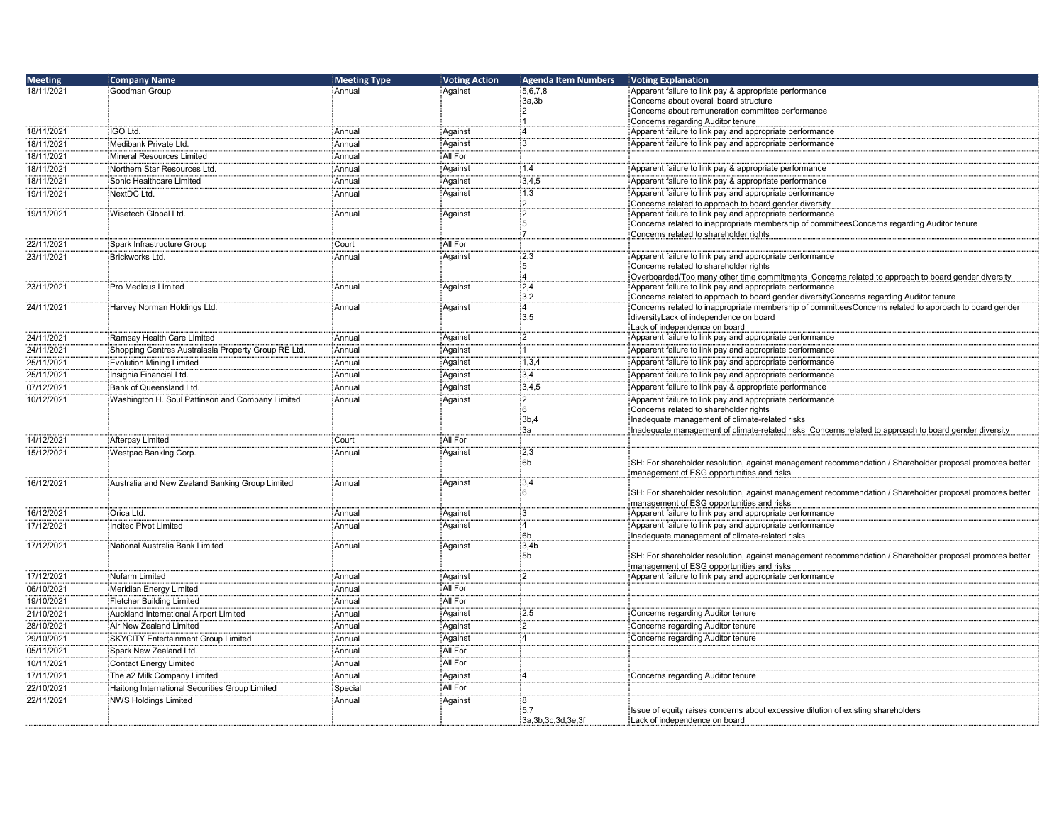| Meeting | Company Name | Meeting Type | Voting Action | Agenda Item Numbers | Voting Explanation |
|---|---|---|---|---|---|
| 18/11/2021 | Goodman Group | Annual | Against | 5,6,7,8<br>3a,3b<br>2<br>1 | Apparent failure to link pay & appropriate performance<br>Concerns about overall board structure<br>Concerns about remuneration committee performance<br>Concerns regarding Auditor tenure |
| 18/11/2021 | IGO Ltd. | Annual | Against | 4 | Apparent failure to link pay and appropriate performance |
| 18/11/2021 | Medibank Private Ltd. | Annual | Against | 3 | Apparent failure to link pay and appropriate performance |
| 18/11/2021 | Mineral Resources Limited | Annual | All For | | |
| 18/11/2021 | Northern Star Resources Ltd. | Annual | Against | 1,4 | Apparent failure to link pay & appropriate performance |
| 18/11/2021 | Sonic Healthcare Limited | Annual | Against | 3,4,5 | Apparent failure to link pay & appropriate performance |
| 19/11/2021 | NextDC Ltd. | Annual | Against | 1,3<br>2 | Apparent failure to link pay and appropriate performance<br>Concerns related to approach to board gender diversity |
| 19/11/2021 | Wisetech Global Ltd. | Annual | Against | 2<br>5<br>7 | Apparent failure to link pay and appropriate performance<br>Concerns related to inappropriate membership of committeesConcerns regarding Auditor tenure<br>Concerns related to shareholder rights |
| 22/11/2021 | Spark Infrastructure Group | Court | All For | | |
| 23/11/2021 | Brickworks Ltd. | Annual | Against | 2,3<br>5<br>4 | Apparent failure to link pay and appropriate performance<br>Concerns related to shareholder rights<br>Overboarded/Too many other time commitments Concerns related to approach to board gender diversity |
| 23/11/2021 | Pro Medicus Limited | Annual | Against | 2,4<br>3.2 | Apparent failure to link pay and appropriate performance<br>Concerns related to approach to board gender diversityConcerns regarding Auditor tenure |
| 24/11/2021 | Harvey Norman Holdings Ltd. | Annual | Against | 4<br>3,5 | Concerns related to inappropriate membership of committeesConcerns related to approach to board gender diversityLack of independence on board<br>Lack of independence on board |
| 24/11/2021 | Ramsay Health Care Limited | Annual | Against | 2 | Apparent failure to link pay and appropriate performance |
| 24/11/2021 | Shopping Centres Australasia Property Group RE Ltd. | Annual | Against | 1 | Apparent failure to link pay and appropriate performance |
| 25/11/2021 | Evolution Mining Limited | Annual | Against | 1,3,4 | Apparent failure to link pay and appropriate performance |
| 25/11/2021 | Insignia Financial Ltd. | Annual | Against | 3,4 | Apparent failure to link pay and appropriate performance |
| 07/12/2021 | Bank of Queensland Ltd. | Annual | Against | 3,4,5 | Apparent failure to link pay & appropriate performance |
| 10/12/2021 | Washington H. Soul Pattinson and Company Limited | Annual | Against | 2<br>6<br>3b,4<br>3a | Apparent failure to link pay and appropriate performance<br>Concerns related to shareholder rights<br>Inadequate management of climate-related risks<br>Inadequate management of climate-related risks Concerns related to approach to board gender diversity |
| 14/12/2021 | Afterpay Limited | Court | All For | | |
| 15/12/2021 | Westpac Banking Corp. | Annual | Against | 2,3<br>6b | <br>SH: For shareholder resolution, against management recommendation / Shareholder proposal promotes better management of ESG opportunities and risks |
| 16/12/2021 | Australia and New Zealand Banking Group Limited | Annual | Against | 3,4<br>6 | <br>SH: For shareholder resolution, against management recommendation / Shareholder proposal promotes better management of ESG opportunities and risks |
| 16/12/2021 | Orica Ltd. | Annual | Against | 3 | Apparent failure to link pay and appropriate performance |
| 17/12/2021 | Incitec Pivot Limited | Annual | Against | 4<br>6b | Apparent failure to link pay and appropriate performance<br>Inadequate management of climate-related risks |
| 17/12/2021 | National Australia Bank Limited | Annual | Against | 3,4b<br>5b | <br>SH: For shareholder resolution, against management recommendation / Shareholder proposal promotes better management of ESG opportunities and risks |
| 17/12/2021 | Nufarm Limited | Annual | Against | 2 | Apparent failure to link pay and appropriate performance |
| 06/10/2021 | Meridian Energy Limited | Annual | All For | | |
| 19/10/2021 | Fletcher Building Limited | Annual | All For | | |
| 21/10/2021 | Auckland International Airport Limited | Annual | Against | 2,5 | Concerns regarding Auditor tenure |
| 28/10/2021 | Air New Zealand Limited | Annual | Against | 2 | Concerns regarding Auditor tenure |
| 29/10/2021 | SKYCITY Entertainment Group Limited | Annual | Against | 4 | Concerns regarding Auditor tenure |
| 05/11/2021 | Spark New Zealand Ltd. | Annual | All For | | |
| 10/11/2021 | Contact Energy Limited | Annual | All For | | |
| 17/11/2021 | The a2 Milk Company Limited | Annual | Against | 4 | Concerns regarding Auditor tenure |
| 22/10/2021 | Haitong International Securities Group Limited | Special | All For | | |
| 22/11/2021 | NWS Holdings Limited | Annual | Against | 8<br>5,7<br>3a,3b,3c,3d,3e,3f | <br>Issue of equity raises concerns about excessive dilution of existing shareholders<br>Lack of independence on board |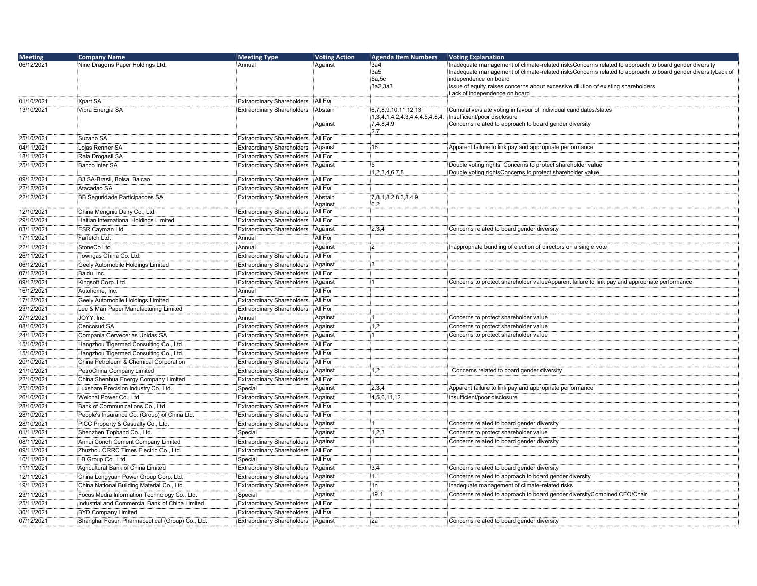| Meeting | Company Name | Meeting Type | Voting Action | Agenda Item Numbers | Voting Explanation |
|---|---|---|---|---|---|
| 06/12/2021 | Nine Dragons Paper Holdings Ltd. | Annual | Against | 3a4<br>3a5<br>5a,5c<br>3a2,3a3 | Inadequate management of climate-related risksConcerns related to approach to board gender diversity<br>Inadequate management of climate-related risksConcerns related to approach to board gender diversityLack of independence on board<br>Issue of equity raises concerns about excessive dilution of existing shareholders<br>Lack of independence on board |
| 01/10/2021 | Xpart SA | Extraordinary Shareholders | All For | | |
| 13/10/2021 | Vibra Energia SA | Extraordinary Shareholders | Abstain<br><br>Against | 6,7,8,9,10,11,12,13<br>1,3,4.1,4.2,4.3,4.4,4.5,4.6,4.<br>7,4.8,4.9<br>2.7 | Cumulative/slate voting in favour of individual candidates/slates<br>Insufficient/poor disclosure<br>Concerns related to approach to board gender diversity |
| 25/10/2021 | Suzano SA | Extraordinary Shareholders | All For | | |
| 04/11/2021 | Lojas Renner SA | Extraordinary Shareholders | Against | 16 | Apparent failure to link pay and appropriate performance |
| 18/11/2021 | Raia Drogasil SA | Extraordinary Shareholders | All For | | |
| 25/11/2021 | Banco Inter SA | Extraordinary Shareholders | Against | 5<br>1,2,3,4,6,7,8 | Double voting rights  Concerns to protect shareholder value<br>Double voting rightsConcerns to protect shareholder value |
| 09/12/2021 | B3 SA-Brasil, Bolsa, Balcao | Extraordinary Shareholders | All For | | |
| 22/12/2021 | Atacadao SA | Extraordinary Shareholders | All For | | |
| 22/12/2021 | BB Seguridade Participacoes SA | Extraordinary Shareholders | Abstain<br>Against | 7,8.1,8.2,8.3,8.4,9<br>6.2 | |
| 12/10/2021 | China Mengniu Dairy Co., Ltd. | Extraordinary Shareholders | All For | | |
| 29/10/2021 | Haitian International Holdings Limited | Extraordinary Shareholders | All For | | |
| 03/11/2021 | ESR Cayman Ltd. | Extraordinary Shareholders | Against | 2,3,4 | Concerns related to board gender diversity |
| 17/11/2021 | Farfetch Ltd. | Annual | All For | | |
| 22/11/2021 | StoneCo Ltd. | Annual | Against | 2 | Inappropriate bundling of election of directors on a single vote |
| 26/11/2021 | Towngas China Co. Ltd. | Extraordinary Shareholders | All For | | |
| 06/12/2021 | Geely Automobile Holdings Limited | Extraordinary Shareholders | Against | 3 | |
| 07/12/2021 | Baidu, Inc. | Extraordinary Shareholders | All For | | |
| 09/12/2021 | Kingsoft Corp. Ltd. | Extraordinary Shareholders | Against | 1 | Concerns to protect shareholder valueApparent failure to link pay and appropriate performance |
| 16/12/2021 | Autohome, Inc. | Annual | All For | | |
| 17/12/2021 | Geely Automobile Holdings Limited | Extraordinary Shareholders | All For | | |
| 23/12/2021 | Lee & Man Paper Manufacturing Limited | Extraordinary Shareholders | All For | | |
| 27/12/2021 | JOYY, Inc. | Annual | Against | 1 | Concerns to protect shareholder value |
| 08/10/2021 | Cencosud SA | Extraordinary Shareholders | Against | 1,2 | Concerns to protect shareholder value |
| 24/11/2021 | Compania Cervecerias Unidas SA | Extraordinary Shareholders | Against | 1 | Concerns to protect shareholder value |
| 15/10/2021 | Hangzhou Tigermed Consulting Co., Ltd. | Extraordinary Shareholders | All For | | |
| 15/10/2021 | Hangzhou Tigermed Consulting Co., Ltd. | Extraordinary Shareholders | All For | | |
| 20/10/2021 | China Petroleum & Chemical Corporation | Extraordinary Shareholders | All For | | |
| 21/10/2021 | PetroChina Company Limited | Extraordinary Shareholders | Against | 1,2 | Concerns related to board gender diversity |
| 22/10/2021 | China Shenhua Energy Company Limited | Extraordinary Shareholders | All For | | |
| 25/10/2021 | Luxshare Precision Industry Co. Ltd. | Special | Against | 2,3,4 | Apparent failure to link pay and appropriate performance |
| 26/10/2021 | Weichai Power Co., Ltd. | Extraordinary Shareholders | Against | 4,5,6,11,12 | Insufficient/poor disclosure |
| 28/10/2021 | Bank of Communications Co., Ltd. | Extraordinary Shareholders | All For | | |
| 28/10/2021 | People's Insurance Co. (Group) of China Ltd. | Extraordinary Shareholders | All For | | |
| 28/10/2021 | PICC Property & Casualty Co., Ltd. | Extraordinary Shareholders | Against | 1 | Concerns related to board gender diversity |
| 01/11/2021 | Shenzhen Topband Co., Ltd. | Special | Against | 1,2,3 | Concerns to protect shareholder value |
| 08/11/2021 | Anhui Conch Cement Company Limited | Extraordinary Shareholders | Against | 1 | Concerns related to board gender diversity |
| 09/11/2021 | Zhuzhou CRRC Times Electric Co., Ltd. | Extraordinary Shareholders | All For | | |
| 10/11/2021 | LB Group Co., Ltd. | Special | All For | | |
| 11/11/2021 | Agricultural Bank of China Limited | Extraordinary Shareholders | Against | 3,4 | Concerns related to board gender diversity |
| 12/11/2021 | China Longyuan Power Group Corp. Ltd. | Extraordinary Shareholders | Against | 1.1 | Concerns related to approach to board gender diversity |
| 19/11/2021 | China National Building Material Co., Ltd. | Extraordinary Shareholders | Against | 1n | Inadequate management of climate-related risks |
| 23/11/2021 | Focus Media Information Technology Co., Ltd. | Special | Against | 19.1 | Concerns related to approach to board gender diversityCombined CEO/Chair |
| 25/11/2021 | Industrial and Commercial Bank of China Limited | Extraordinary Shareholders | All For | | |
| 30/11/2021 | BYD Company Limited | Extraordinary Shareholders | All For | | |
| 07/12/2021 | Shanghai Fosun Pharmaceutical (Group) Co., Ltd. | Extraordinary Shareholders | Against | 2a | Concerns related to board gender diversity |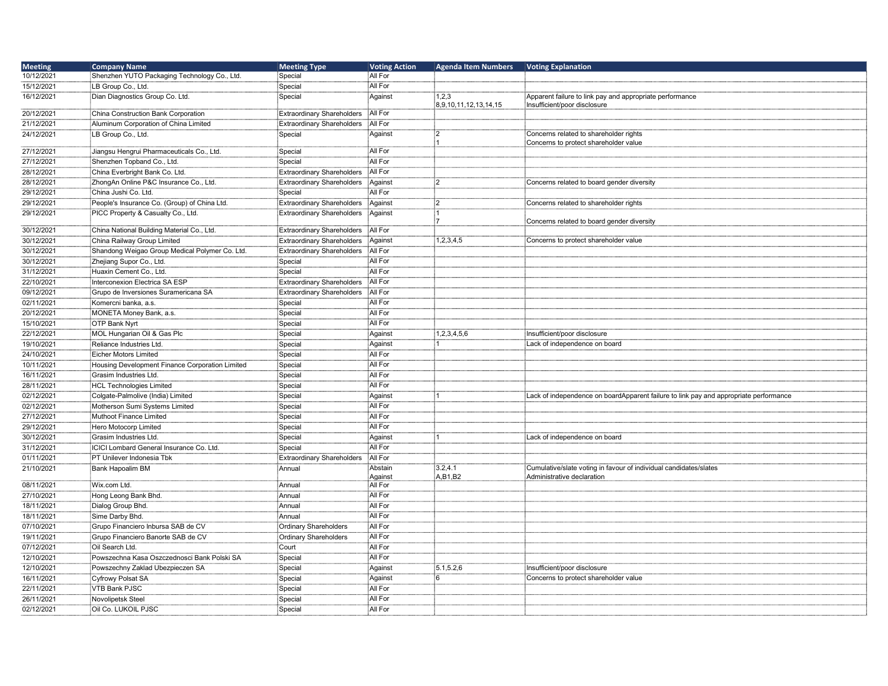| Meeting | Company Name | Meeting Type | Voting Action | Agenda Item Numbers | Voting Explanation |
|---|---|---|---|---|---|
| 10/12/2021 | Shenzhen YUTO Packaging Technology Co., Ltd. | Special | All For | | |
| 15/12/2021 | LB Group Co., Ltd. | Special | All For | | |
| 16/12/2021 | Dian Diagnostics Group Co. Ltd. | Special | Against | 1,2,3<br>8,9,10,11,12,13,14,15 | Apparent failure to link pay and appropriate performance<br>Insufficient/poor disclosure |
| 20/12/2021 | China Construction Bank Corporation | Extraordinary Shareholders | All For | | |
| 21/12/2021 | Aluminum Corporation of China Limited | Extraordinary Shareholders | All For | | |
| 24/12/2021 | LB Group Co., Ltd. | Special | Against | 2<br>1 | Concerns related to shareholder rights<br>Concerns to protect shareholder value |
| 27/12/2021 | Jiangsu Hengrui Pharmaceuticals Co., Ltd. | Special | All For | | |
| 27/12/2021 | Shenzhen Topband Co., Ltd. | Special | All For | | |
| 28/12/2021 | China Everbright Bank Co. Ltd. | Extraordinary Shareholders | All For | | |
| 28/12/2021 | ZhongAn Online P&C Insurance Co., Ltd. | Extraordinary Shareholders | Against | 2 | Concerns related to board gender diversity |
| 29/12/2021 | China Jushi Co. Ltd. | Special | All For | | |
| 29/12/2021 | People's Insurance Co. (Group) of China Ltd. | Extraordinary Shareholders | Against | 2 | Concerns related to shareholder rights |
| 29/12/2021 | PICC Property & Casualty Co., Ltd. | Extraordinary Shareholders | Against | 1<br>7 | Concerns related to board gender diversity |
| 30/12/2021 | China National Building Material Co., Ltd. | Extraordinary Shareholders | All For | | |
| 30/12/2021 | China Railway Group Limited | Extraordinary Shareholders | Against | 1,2,3,4,5 | Concerns to protect shareholder value |
| 30/12/2021 | Shandong Weigao Group Medical Polymer Co. Ltd. | Extraordinary Shareholders | All For | | |
| 30/12/2021 | Zhejiang Supor Co., Ltd. | Special | All For | | |
| 31/12/2021 | Huaxin Cement Co., Ltd. | Special | All For | | |
| 22/10/2021 | Interconexion Electrica SA ESP | Extraordinary Shareholders | All For | | |
| 09/12/2021 | Grupo de Inversiones Suramericana SA | Extraordinary Shareholders | All For | | |
| 02/11/2021 | Komercni banka, a.s. | Special | All For | | |
| 20/12/2021 | MONETA Money Bank, a.s. | Special | All For | | |
| 15/10/2021 | OTP Bank Nyrt | Special | All For | | |
| 22/12/2021 | MOL Hungarian Oil & Gas Plc | Special | Against | 1,2,3,4,5,6 | Insufficient/poor disclosure |
| 19/10/2021 | Reliance Industries Ltd. | Special | Against | 1 | Lack of independence on board |
| 24/10/2021 | Eicher Motors Limited | Special | All For | | |
| 10/11/2021 | Housing Development Finance Corporation Limited | Special | All For | | |
| 16/11/2021 | Grasim Industries Ltd. | Special | All For | | |
| 28/11/2021 | HCL Technologies Limited | Special | All For | | |
| 02/12/2021 | Colgate-Palmolive (India) Limited | Special | Against | 1 | Lack of independence on boardApparent failure to link pay and appropriate performance |
| 02/12/2021 | Motherson Sumi Systems Limited | Special | All For | | |
| 27/12/2021 | Muthoot Finance Limited | Special | All For | | |
| 29/12/2021 | Hero Motocorp Limited | Special | All For | | |
| 30/12/2021 | Grasim Industries Ltd. | Special | Against | 1 | Lack of independence on board |
| 31/12/2021 | ICICI Lombard General Insurance Co. Ltd. | Special | All For | | |
| 01/11/2021 | PT Unilever Indonesia Tbk | Extraordinary Shareholders | All For | | |
| 21/10/2021 | Bank Hapoalim BM | Annual | Abstain<br>Against | 3.2,4.1<br>A,B1,B2 | Cumulative/slate voting in favour of individual candidates/slates<br>Administrative declaration |
| 08/11/2021 | Wix.com Ltd. | Annual | All For | | |
| 27/10/2021 | Hong Leong Bank Bhd. | Annual | All For | | |
| 18/11/2021 | Dialog Group Bhd. | Annual | All For | | |
| 18/11/2021 | Sime Darby Bhd. | Annual | All For | | |
| 07/10/2021 | Grupo Financiero Inbursa SAB de CV | Ordinary Shareholders | All For | | |
| 19/11/2021 | Grupo Financiero Banorte SAB de CV | Ordinary Shareholders | All For | | |
| 07/12/2021 | Oil Search Ltd. | Court | All For | | |
| 12/10/2021 | Powszechna Kasa Oszczednosci Bank Polski SA | Special | All For | | |
| 12/10/2021 | Powszechny Zaklad Ubezpieczen SA | Special | Against | 5.1,5.2,6 | Insufficient/poor disclosure |
| 16/11/2021 | Cyfrowy Polsat SA | Special | Against | 6 | Concerns to protect shareholder value |
| 22/11/2021 | VTB Bank PJSC | Special | All For | | |
| 26/11/2021 | Novolipetsk Steel | Special | All For | | |
| 02/12/2021 | Oil Co. LUKOIL PJSC | Special | All For | | |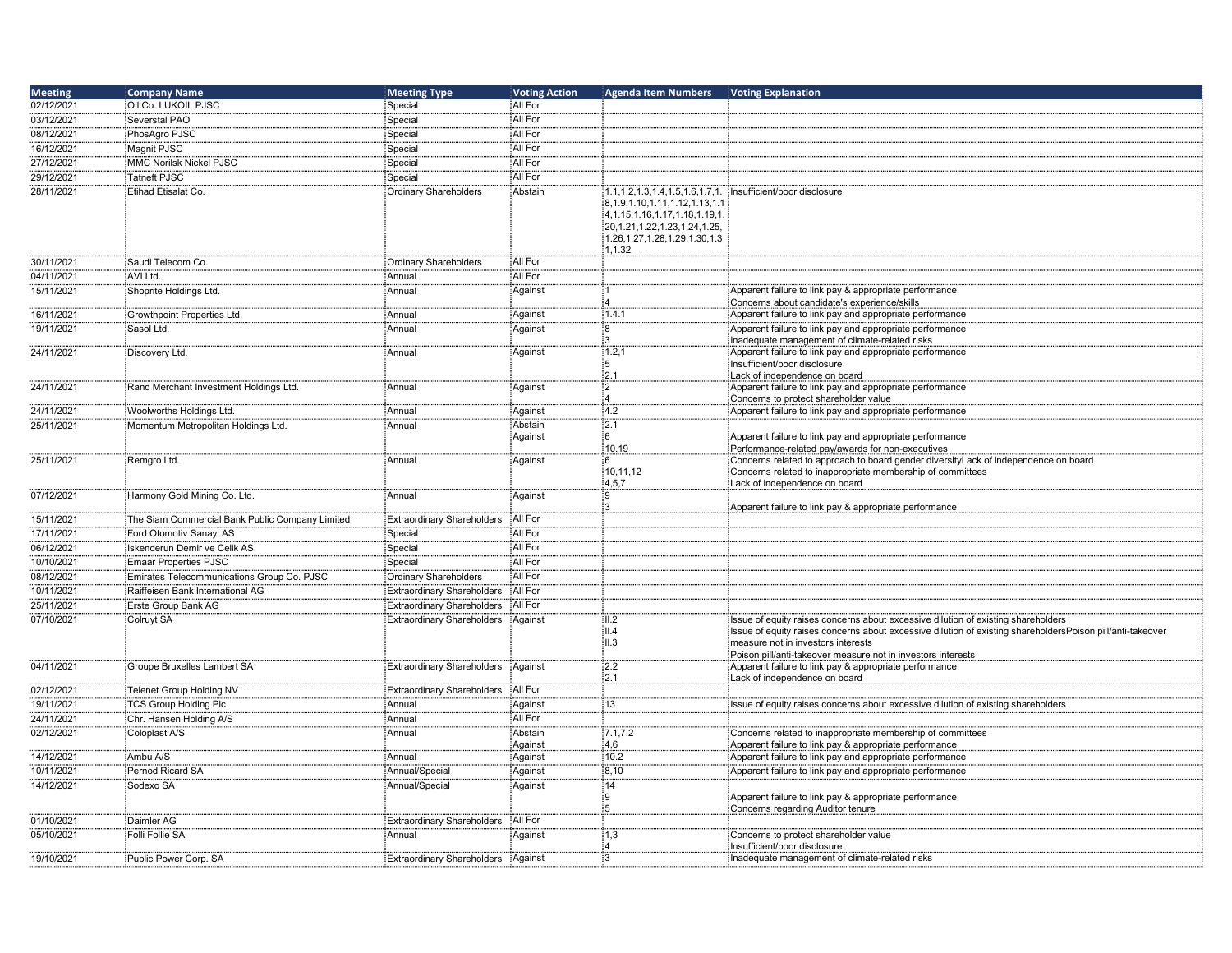| Meeting | Company Name | Meeting Type | Voting Action | Agenda Item Numbers | Voting Explanation |
|---|---|---|---|---|---|
| 02/12/2021 | Oil Co. LUKOIL PJSC | Special | All For | | |
| 03/12/2021 | Severstal PAO | Special | All For | | |
| 08/12/2021 | PhosAgro PJSC | Special | All For | | |
| 16/12/2021 | Magnit PJSC | Special | All For | | |
| 27/12/2021 | MMC Norilsk Nickel PJSC | Special | All For | | |
| 29/12/2021 | Tatneft PJSC | Special | All For | | |
| 28/11/2021 | Etihad Etisalat Co. | Ordinary Shareholders | Abstain | 1.1,1.2,1.3,1.4,1.5,1.6,1.7,1.8,1.9,1.10,1.11,1.12,1.13,1.14,1.15,1.16,1.17,1.18,1.19,1.20,1.21,1.22,1.23,1.24,1.25,1.26,1.27,1.28,1.29,1.30,1.31,1.32 | Insufficient/poor disclosure |
| 30/11/2021 | Saudi Telecom Co. | Ordinary Shareholders | All For | | |
| 04/11/2021 | AVI Ltd. | Annual | All For | | |
| 15/11/2021 | Shoprite Holdings Ltd. | Annual | Against | 1<br>4 | Apparent failure to link pay & appropriate performance<br>Concerns about candidate's experience/skills |
| 16/11/2021 | Growthpoint Properties Ltd. | Annual | Against | 1.4.1 | Apparent failure to link pay and appropriate performance |
| 19/11/2021 | Sasol Ltd. | Annual | Against | 8<br>3 | Apparent failure to link pay and appropriate performance<br>Inadequate management of climate-related risks |
| 24/11/2021 | Discovery Ltd. | Annual | Against | 1.2,1<br>5<br>2.1 | Apparent failure to link pay and appropriate performance<br>Insufficient/poor disclosure<br>Lack of independence on board |
| 24/11/2021 | Rand Merchant Investment Holdings Ltd. | Annual | Against | 2<br>4 | Apparent failure to link pay and appropriate performance<br>Concerns to protect shareholder value |
| 24/11/2021 | Woolworths Holdings Ltd. | Annual | Against | 4.2 | Apparent failure to link pay and appropriate performance |
| 25/11/2021 | Momentum Metropolitan Holdings Ltd. | Annual | Abstain<br>Against | 2.1<br>6<br>10.19 | <br>Apparent failure to link pay and appropriate performance<br>Performance-related pay/awards for non-executives |
| 25/11/2021 | Remgro Ltd. | Annual | Against | 6<br>10,11,12<br>4,5,7 | Concerns related to approach to board gender diversityLack of independence on board<br>Concerns related to inappropriate membership of committees<br>Lack of independence on board |
| 07/12/2021 | Harmony Gold Mining Co. Ltd. | Annual | Against | 9<br>3 | <br>Apparent failure to link pay & appropriate performance |
| 15/11/2021 | The Siam Commercial Bank Public Company Limited | Extraordinary Shareholders | All For | | |
| 17/11/2021 | Ford Otomotiv Sanayi AS | Special | All For | | |
| 06/12/2021 | Iskenderun Demir ve Celik AS | Special | All For | | |
| 10/10/2021 | Emaar Properties PJSC | Special | All For | | |
| 08/12/2021 | Emirates Telecommunications Group Co. PJSC | Ordinary Shareholders | All For | | |
| 10/11/2021 | Raiffeisen Bank International AG | Extraordinary Shareholders | All For | | |
| 25/11/2021 | Erste Group Bank AG | Extraordinary Shareholders | All For | | |
| 07/10/2021 | Colruyt SA | Extraordinary Shareholders | Against | II.2<br>II.4<br>II.3 | Issue of equity raises concerns about excessive dilution of existing shareholders<br>Issue of equity raises concerns about excessive dilution of existing shareholdersPoison pill/anti-takeover measure not in investors interests<br>Poison pill/anti-takeover measure not in investors interests |
| 04/11/2021 | Groupe Bruxelles Lambert SA | Extraordinary Shareholders | Against | 2.2<br>2.1 | Apparent failure to link pay & appropriate performance<br>Lack of independence on board |
| 02/12/2021 | Telenet Group Holding NV | Extraordinary Shareholders | All For | | |
| 19/11/2021 | TCS Group Holding Plc | Annual | Against | 13 | Issue of equity raises concerns about excessive dilution of existing shareholders |
| 24/11/2021 | Chr. Hansen Holding A/S | Annual | All For | | |
| 02/12/2021 | Coloplast A/S | Annual | Abstain<br>Against | 7.1,7.2<br>4,6 | Concerns related to inappropriate membership of committees<br>Apparent failure to link pay & appropriate performance |
| 14/12/2021 | Ambu A/S | Annual | Against | 10.2 | Apparent failure to link pay and appropriate performance |
| 10/11/2021 | Pernod Ricard SA | Annual/Special | Against | 8,10 | Apparent failure to link pay and appropriate performance |
| 14/12/2021 | Sodexo SA | Annual/Special | Against | 14<br>9<br>5 | <br>Apparent failure to link pay & appropriate performance<br>Concerns regarding Auditor tenure |
| 01/10/2021 | Daimler AG | Extraordinary Shareholders | All For | | |
| 05/10/2021 | Folli Follie SA | Annual | Against | 1,3<br>4 | Concerns to protect shareholder value<br>Insufficient/poor disclosure |
| 19/10/2021 | Public Power Corp. SA | Extraordinary Shareholders | Against | 3 | Inadequate management of climate-related risks |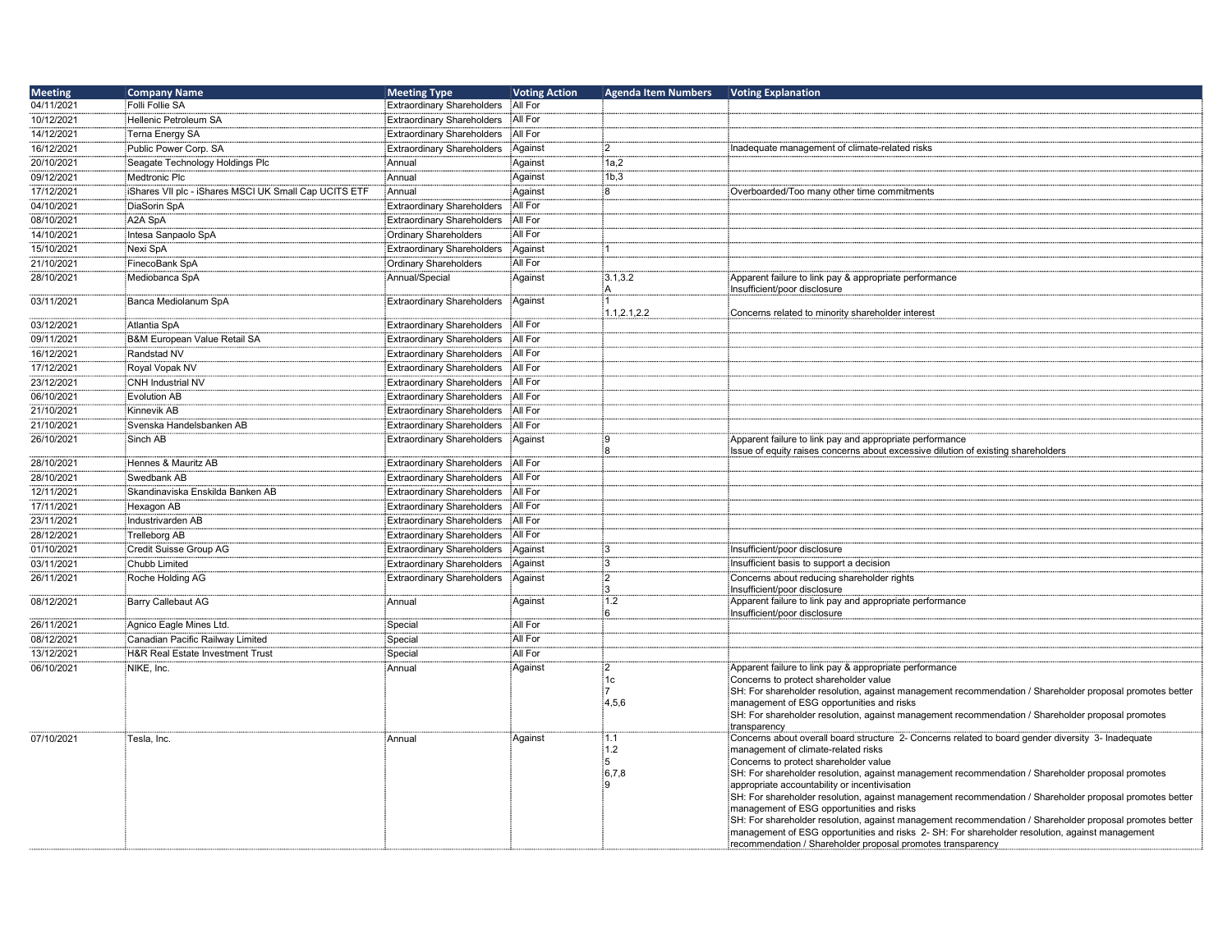| Meeting | Company Name | Meeting Type | Voting Action | Agenda Item Numbers | Voting Explanation |
|---|---|---|---|---|---|
| 04/11/2021 | Folli Follie SA | Extraordinary Shareholders | All For | | |
| 10/12/2021 | Hellenic Petroleum SA | Extraordinary Shareholders | All For | | |
| 14/12/2021 | Terna Energy SA | Extraordinary Shareholders | All For | | |
| 16/12/2021 | Public Power Corp. SA | Extraordinary Shareholders | Against | 2 | Inadequate management of climate-related risks |
| 20/10/2021 | Seagate Technology Holdings Plc | Annual | Against | 1a,2 | |
| 09/12/2021 | Medtronic Plc | Annual | Against | 1b,3 | |
| 17/12/2021 | iShares VII plc - iShares MSCI UK Small Cap UCITS ETF | Annual | Against | 8 | Overboarded/Too many other time commitments |
| 04/10/2021 | DiaSorin SpA | Extraordinary Shareholders | All For | | |
| 08/10/2021 | A2A SpA | Extraordinary Shareholders | All For | | |
| 14/10/2021 | Intesa Sanpaolo SpA | Ordinary Shareholders | All For | | |
| 15/10/2021 | Nexi SpA | Extraordinary Shareholders | Against | 1 | |
| 21/10/2021 | FinecoBank SpA | Ordinary Shareholders | All For | | |
| 28/10/2021 | Mediobanca SpA | Annual/Special | Against | 3.1,3.2<br>A | Apparent failure to link pay & appropriate performance<br>Insufficient/poor disclosure |
| 03/11/2021 | Banca Mediolanum SpA | Extraordinary Shareholders | Against | 1<br>1.1,2.1,2.2 | Concerns related to minority shareholder interest |
| 03/12/2021 | Atlantia SpA | Extraordinary Shareholders | All For | | |
| 09/11/2021 | B&M European Value Retail SA | Extraordinary Shareholders | All For | | |
| 16/12/2021 | Randstad NV | Extraordinary Shareholders | All For | | |
| 17/12/2021 | Royal Vopak NV | Extraordinary Shareholders | All For | | |
| 23/12/2021 | CNH Industrial NV | Extraordinary Shareholders | All For | | |
| 06/10/2021 | Evolution AB | Extraordinary Shareholders | All For | | |
| 21/10/2021 | Kinnevik AB | Extraordinary Shareholders | All For | | |
| 21/10/2021 | Svenska Handelsbanken AB | Extraordinary Shareholders | All For | | |
| 26/10/2021 | Sinch AB | Extraordinary Shareholders | Against | 9<br>8 | Apparent failure to link pay and appropriate performance<br>Issue of equity raises concerns about excessive dilution of existing shareholders |
| 28/10/2021 | Hennes & Mauritz AB | Extraordinary Shareholders | All For | | |
| 28/10/2021 | Swedbank AB | Extraordinary Shareholders | All For | | |
| 12/11/2021 | Skandinaviska Enskilda Banken AB | Extraordinary Shareholders | All For | | |
| 17/11/2021 | Hexagon AB | Extraordinary Shareholders | All For | | |
| 23/11/2021 | Industrivarden AB | Extraordinary Shareholders | All For | | |
| 28/12/2021 | Trelleborg AB | Extraordinary Shareholders | All For | | |
| 01/10/2021 | Credit Suisse Group AG | Extraordinary Shareholders | Against | 3 | Insufficient/poor disclosure |
| 03/11/2021 | Chubb Limited | Extraordinary Shareholders | Against | 3 | Insufficient basis to support a decision |
| 26/11/2021 | Roche Holding AG | Extraordinary Shareholders | Against | 2<br>3 | Concerns about reducing shareholder rights<br>Insufficient/poor disclosure |
| 08/12/2021 | Barry Callebaut AG | Annual | Against | 1.2<br>6 | Apparent failure to link pay and appropriate performance<br>Insufficient/poor disclosure |
| 26/11/2021 | Agnico Eagle Mines Ltd. | Special | All For | | |
| 08/12/2021 | Canadian Pacific Railway Limited | Special | All For | | |
| 13/12/2021 | H&R Real Estate Investment Trust | Special | All For | | |
| 06/10/2021 | NIKE, Inc. | Annual | Against | 2<br>1c<br>7<br>4,5,6 | Apparent failure to link pay & appropriate performance<br>Concerns to protect shareholder value<br>SH: For shareholder resolution, against management recommendation / Shareholder proposal promotes better management of ESG opportunities and risks<br>SH: For shareholder resolution, against management recommendation / Shareholder proposal promotes transparency |
| 07/10/2021 | Tesla, Inc. | Annual | Against | 1.1<br>1.2<br>5<br>6,7,8<br>9 | Concerns about overall board structure 2- Concerns related to board gender diversity 3- Inadequate management of climate-related risks<br>Concerns to protect shareholder value<br>SH: For shareholder resolution, against management recommendation / Shareholder proposal promotes appropriate accountability or incentivisation<br>SH: For shareholder resolution, against management recommendation / Shareholder proposal promotes better management of ESG opportunities and risks<br>SH: For shareholder resolution, against management recommendation / Shareholder proposal promotes better management of ESG opportunities and risks 2- SH: For shareholder resolution, against management recommendation / Shareholder proposal promotes transparency |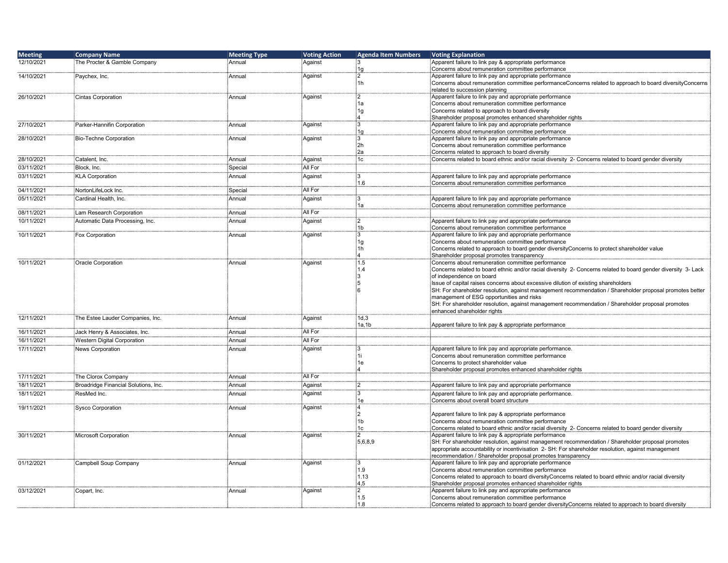| Meeting | Company Name | Meeting Type | Voting Action | Agenda Item Numbers | Voting Explanation |
|---|---|---|---|---|---|
| 12/10/2021 | The Procter & Gamble Company | Annual | Against | 3<br>1g | Apparent failure to link pay & appropriate performance<br>Concerns about remuneration committee performance |
| 14/10/2021 | Paychex, Inc. | Annual | Against | 2<br>1h | Apparent failure to link pay and appropriate performance<br>Concerns about remuneration committee performanceConcerns related to approach to board diversityConcerns related to succession planning |
| 26/10/2021 | Cintas Corporation | Annual | Against | 2<br>1a<br>1g<br>4 | Apparent failure to link pay and appropriate performance<br>Concerns about remuneration committee performance<br>Concerns related to approach to board diversity<br>Shareholder proposal promotes enhanced shareholder rights |
| 27/10/2021 | Parker-Hannifin Corporation | Annual | Against | 3<br>1g | Apparent failure to link pay and appropriate performance<br>Concerns about remuneration committee performance |
| 28/10/2021 | Bio-Techne Corporation | Annual | Against | 3<br>2h<br>2a | Apparent failure to link pay and appropriate performance<br>Concerns about remuneration committee performance<br>Concerns related to approach to board diversity |
| 28/10/2021 | Catalent, Inc. | Annual | Against | 1c | Concerns related to board ethnic and/or racial diversity 2- Concerns related to board gender diversity |
| 03/11/2021 | Block, Inc. | Special | All For | | |
| 03/11/2021 | KLA Corporation | Annual | Against | 3<br>1.6 | Apparent failure to link pay and appropriate performance<br>Concerns about remuneration committee performance |
| 04/11/2021 | NortonLifeLock Inc. | Special | All For | | |
| 05/11/2021 | Cardinal Health, Inc. | Annual | Against | 3<br>1a | Apparent failure to link pay and appropriate performance<br>Concerns about remuneration committee performance |
| 08/11/2021 | Lam Research Corporation | Annual | All For | | |
| 10/11/2021 | Automatic Data Processing, Inc. | Annual | Against | 2<br>1b | Apparent failure to link pay and appropriate performance<br>Concerns about remuneration committee performance |
| 10/11/2021 | Fox Corporation | Annual | Against | 3<br>1g<br>1h<br>4 | Apparent failure to link pay and appropriate performance<br>Concerns about remuneration committee performance<br>Concerns related to approach to board gender diversityConcerns to protect shareholder value<br>Shareholder proposal promotes transparency |
| 10/11/2021 | Oracle Corporation | Annual | Against | 1.5<br>1.4<br>3<br>5<br>6 | Concerns about remuneration committee performance<br>Concerns related to board ethnic and/or racial diversity 2- Concerns related to board gender diversity 3- Lack of independence on board<br>Issue of capital raises concerns about excessive dilution of existing shareholders<br>SH: For shareholder resolution, against management recommendation / Shareholder proposal promotes better management of ESG opportunities and risks<br>SH: For shareholder resolution, against management recommendation / Shareholder proposal promotes enhanced shareholder rights |
| 12/11/2021 | The Estee Lauder Companies, Inc. | Annual | Against | 1d,3<br>1a,1b | Apparent failure to link pay & appropriate performance |
| 16/11/2021 | Jack Henry & Associates, Inc. | Annual | All For | | |
| 16/11/2021 | Western Digital Corporation | Annual | All For | | |
| 17/11/2021 | News Corporation | Annual | Against | 3<br>1i<br>1e<br>4 | Apparent failure to link pay and appropriate performance.<br>Concerns about remuneration committee performance<br>Concerns to protect shareholder value<br>Shareholder proposal promotes enhanced shareholder rights |
| 17/11/2021 | The Clorox Company | Annual | All For | | |
| 18/11/2021 | Broadridge Financial Solutions, Inc. | Annual | Against | 2 | Apparent failure to link pay and appropriate performance |
| 18/11/2021 | ResMed Inc. | Annual | Against | 3<br>1e | Apparent failure to link pay and appropriate performance.<br>Concerns about overall board structure |
| 19/11/2021 | Sysco Corporation | Annual | Against | 4<br>2<br>1b<br>1c | Apparent failure to link pay & appropriate performance<br>Concerns about remuneration committee performance<br>Concerns related to board ethnic and/or racial diversity 2- Concerns related to board gender diversity |
| 30/11/2021 | Microsoft Corporation | Annual | Against | 2<br>5,6,8,9 | Apparent failure to link pay & appropriate performance<br>SH: For shareholder resolution, against management recommendation / Shareholder proposal promotes appropriate accountability or incentivisation 2- SH: For shareholder resolution, against management recommendation / Shareholder proposal promotes transparency |
| 01/12/2021 | Campbell Soup Company | Annual | Against | 3<br>1.9<br>1.13<br>4,5 | Apparent failure to link pay and appropriate performance<br>Concerns about remuneration committee performance<br>Concerns related to approach to board diversityConcerns related to board ethnic and/or racial diversity<br>Shareholder proposal promotes enhanced shareholder rights |
| 03/12/2021 | Copart, Inc. | Annual | Against | 2<br>1.5<br>1.8 | Apparent failure to link pay and appropriate performance<br>Concerns about remuneration committee performance<br>Concerns related to approach to board gender diversityConcerns related to approach to board diversity |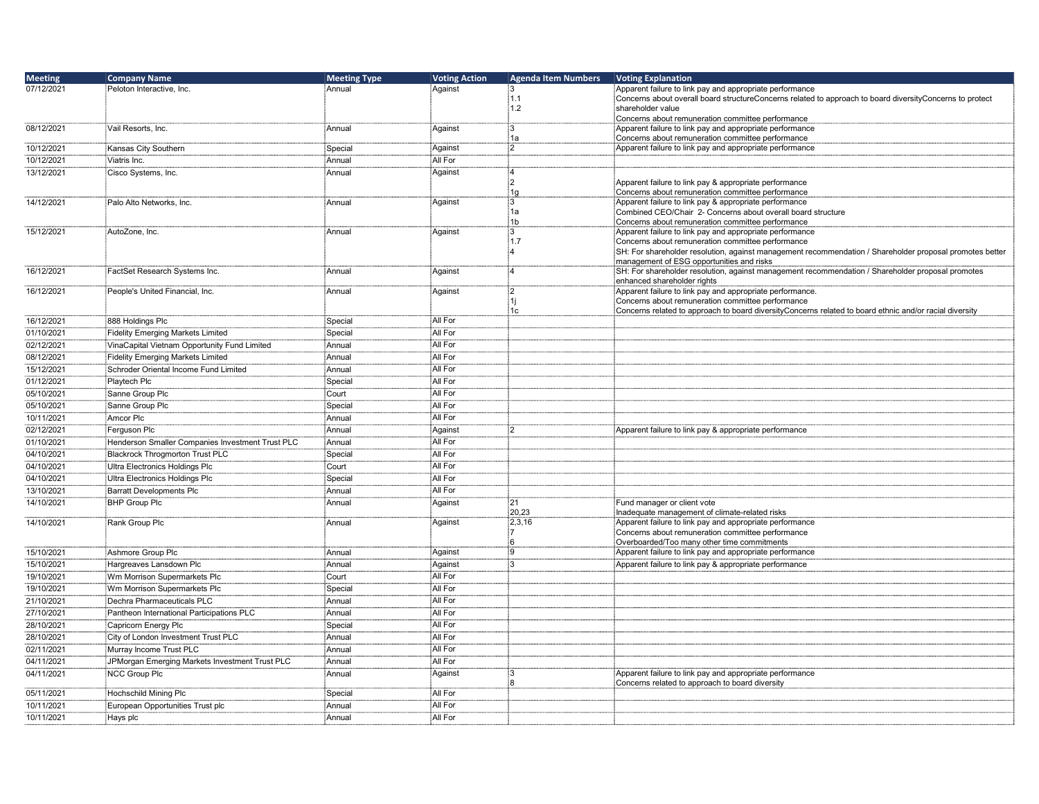| Meeting | Company Name | Meeting Type | Voting Action | Agenda Item Numbers | Voting Explanation |
|---|---|---|---|---|---|
| 07/12/2021 | Peloton Interactive, Inc. | Annual | Against | 3<br>1.1<br>1.2 | Apparent failure to link pay and appropriate performance<br>Concerns about overall board structureConcerns related to approach to board diversityConcerns to protect shareholder value<br>Concerns about remuneration committee performance |
| 08/12/2021 | Vail Resorts, Inc. | Annual | Against | 3<br>1a | Apparent failure to link pay and appropriate performance<br>Concerns about remuneration committee performance |
| 10/12/2021 | Kansas City Southern | Special | Against | 2 | Apparent failure to link pay and appropriate performance |
| 10/12/2021 | Viatris Inc. | Annual | All For | | |
| 13/12/2021 | Cisco Systems, Inc. | Annual | Against | 4<br>2<br>1g | <br>Apparent failure to link pay & appropriate performance<br>Concerns about remuneration committee performance |
| 14/12/2021 | Palo Alto Networks, Inc. | Annual | Against | 3<br>1a<br>1b | Apparent failure to link pay & appropriate performance<br>Combined CEO/Chair 2- Concerns about overall board structure<br>Concerns about remuneration committee performance |
| 15/12/2021 | AutoZone, Inc. | Annual | Against | 3<br>1.7<br>4 | Apparent failure to link pay and appropriate performance<br>Concerns about remuneration committee performance<br>SH: For shareholder resolution, against management recommendation / Shareholder proposal promotes better management of ESG opportunities and risks |
| 16/12/2021 | FactSet Research Systems Inc. | Annual | Against | 4 | SH: For shareholder resolution, against management recommendation / Shareholder proposal promotes enhanced shareholder rights |
| 16/12/2021 | People's United Financial, Inc. | Annual | Against | 2<br>1j<br>1c | Apparent failure to link pay and appropriate performance.<br>Concerns about remuneration committee performance<br>Concerns related to approach to board diversityConcerns related to board ethnic and/or racial diversity |
| 16/12/2021 | 888 Holdings Plc | Special | All For | | |
| 01/10/2021 | Fidelity Emerging Markets Limited | Special | All For | | |
| 02/12/2021 | VinaCapital Vietnam Opportunity Fund Limited | Annual | All For | | |
| 08/12/2021 | Fidelity Emerging Markets Limited | Annual | All For | | |
| 15/12/2021 | Schroder Oriental Income Fund Limited | Annual | All For | | |
| 01/12/2021 | Playtech Plc | Special | All For | | |
| 05/10/2021 | Sanne Group Plc | Court | All For | | |
| 05/10/2021 | Sanne Group Plc | Special | All For | | |
| 10/11/2021 | Amcor Plc | Annual | All For | | |
| 02/12/2021 | Ferguson Plc | Annual | Against | 2 | Apparent failure to link pay & appropriate performance |
| 01/10/2021 | Henderson Smaller Companies Investment Trust PLC | Annual | All For | | |
| 04/10/2021 | Blackrock Throgmorton Trust PLC | Special | All For | | |
| 04/10/2021 | Ultra Electronics Holdings Plc | Court | All For | | |
| 04/10/2021 | Ultra Electronics Holdings Plc | Special | All For | | |
| 13/10/2021 | Barratt Developments Plc | Annual | All For | | |
| 14/10/2021 | BHP Group Plc | Annual | Against | 21<br>20,23 | Fund manager or client vote<br>Inadequate management of climate-related risks |
| 14/10/2021 | Rank Group Plc | Annual | Against | 2,3,16<br>7<br>6 | Apparent failure to link pay and appropriate performance<br>Concerns about remuneration committee performance<br>Overboarded/Too many other time commitments |
| 15/10/2021 | Ashmore Group Plc | Annual | Against | 9 | Apparent failure to link pay and appropriate performance |
| 15/10/2021 | Hargreaves Lansdown Plc | Annual | Against | 3 | Apparent failure to link pay & appropriate performance |
| 19/10/2021 | Wm Morrison Supermarkets Plc | Court | All For | | |
| 19/10/2021 | Wm Morrison Supermarkets Plc | Special | All For | | |
| 21/10/2021 | Dechra Pharmaceuticals PLC | Annual | All For | | |
| 27/10/2021 | Pantheon International Participations PLC | Annual | All For | | |
| 28/10/2021 | Capricorn Energy Plc | Special | All For | | |
| 28/10/2021 | City of London Investment Trust PLC | Annual | All For | | |
| 02/11/2021 | Murray Income Trust PLC | Annual | All For | | |
| 04/11/2021 | JPMorgan Emerging Markets Investment Trust PLC | Annual | All For | | |
| 04/11/2021 | NCC Group Plc | Annual | Against | 3<br>8 | Apparent failure to link pay and appropriate performance<br>Concerns related to approach to board diversity |
| 05/11/2021 | Hochschild Mining Plc | Special | All For | | |
| 10/11/2021 | European Opportunities Trust plc | Annual | All For | | |
| 10/11/2021 | Hays plc | Annual | All For | | |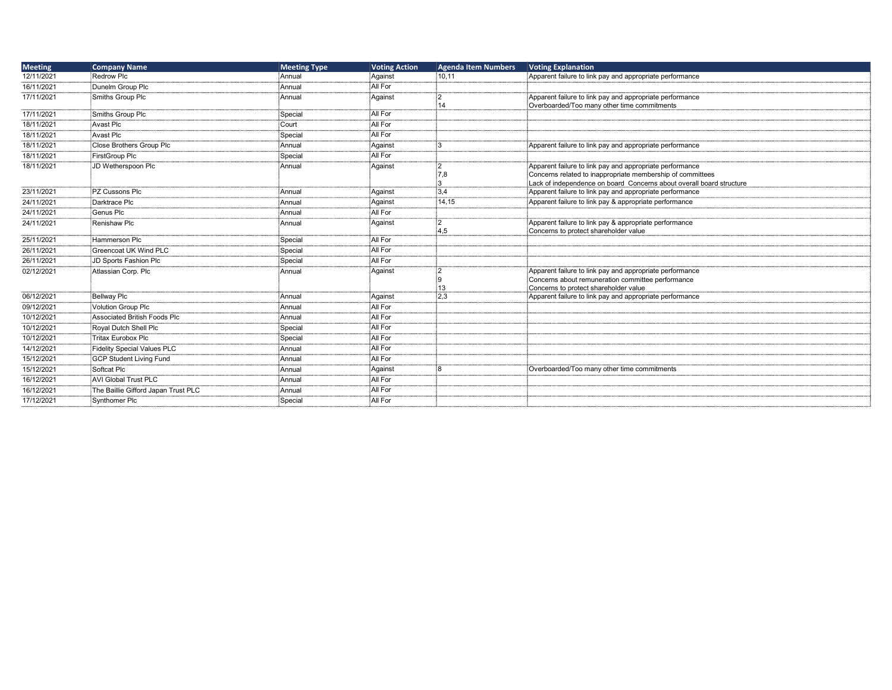| Meeting | Company Name | Meeting Type | Voting Action | Agenda Item Numbers | Voting Explanation |
|---|---|---|---|---|---|
| 12/11/2021 | Redrow Plc | Annual | Against | 10,11 | Apparent failure to link pay and appropriate performance |
| 16/11/2021 | Dunelm Group Plc | Annual | All For | | |
| 17/11/2021 | Smiths Group Plc | Annual | Against | 2<br>14 | Apparent failure to link pay and appropriate performance<br>Overboarded/Too many other time commitments |
| 17/11/2021 | Smiths Group Plc | Special | All For | | |
| 18/11/2021 | Avast Plc | Court | All For | | |
| 18/11/2021 | Avast Plc | Special | All For | | |
| 18/11/2021 | Close Brothers Group Plc | Annual | Against | 3 | Apparent failure to link pay and appropriate performance |
| 18/11/2021 | FirstGroup Plc | Special | All For | | |
| 18/11/2021 | JD Wetherspoon Plc | Annual | Against | 2<br>7,8<br>3 | Apparent failure to link pay and appropriate performance<br>Concerns related to inappropriate membership of committees<br>Lack of independence on board Concerns about overall board structure |
| 23/11/2021 | PZ Cussons Plc | Annual | Against | 3,4 | Apparent failure to link pay and appropriate performance |
| 24/11/2021 | Darktrace Plc | Annual | Against | 14,15 | Apparent failure to link pay & appropriate performance |
| 24/11/2021 | Genus Plc | Annual | All For | | |
| 24/11/2021 | Renishaw Plc | Annual | Against | 2<br>4,5 | Apparent failure to link pay & appropriate performance<br>Concerns to protect shareholder value |
| 25/11/2021 | Hammerson Plc | Special | All For | | |
| 26/11/2021 | Greencoat UK Wind PLC | Special | All For | | |
| 26/11/2021 | JD Sports Fashion Plc | Special | All For | | |
| 02/12/2021 | Atlassian Corp. Plc | Annual | Against | 2<br>9<br>13 | Apparent failure to link pay and appropriate performance<br>Concerns about remuneration committee performance<br>Concerns to protect shareholder value |
| 06/12/2021 | Bellway Plc | Annual | Against | 2,3 | Apparent failure to link pay and appropriate performance |
| 09/12/2021 | Volution Group Plc | Annual | All For | | |
| 10/12/2021 | Associated British Foods Plc | Annual | All For | | |
| 10/12/2021 | Royal Dutch Shell Plc | Special | All For | | |
| 10/12/2021 | Tritax Eurobox Plc | Special | All For | | |
| 14/12/2021 | Fidelity Special Values PLC | Annual | All For | | |
| 15/12/2021 | GCP Student Living Fund | Annual | All For | | |
| 15/12/2021 | Softcat Plc | Annual | Against | 8 | Overboarded/Too many other time commitments |
| 16/12/2021 | AVI Global Trust PLC | Annual | All For | | |
| 16/12/2021 | The Baillie Gifford Japan Trust PLC | Annual | All For | | |
| 17/12/2021 | Synthomer Plc | Special | All For | | |